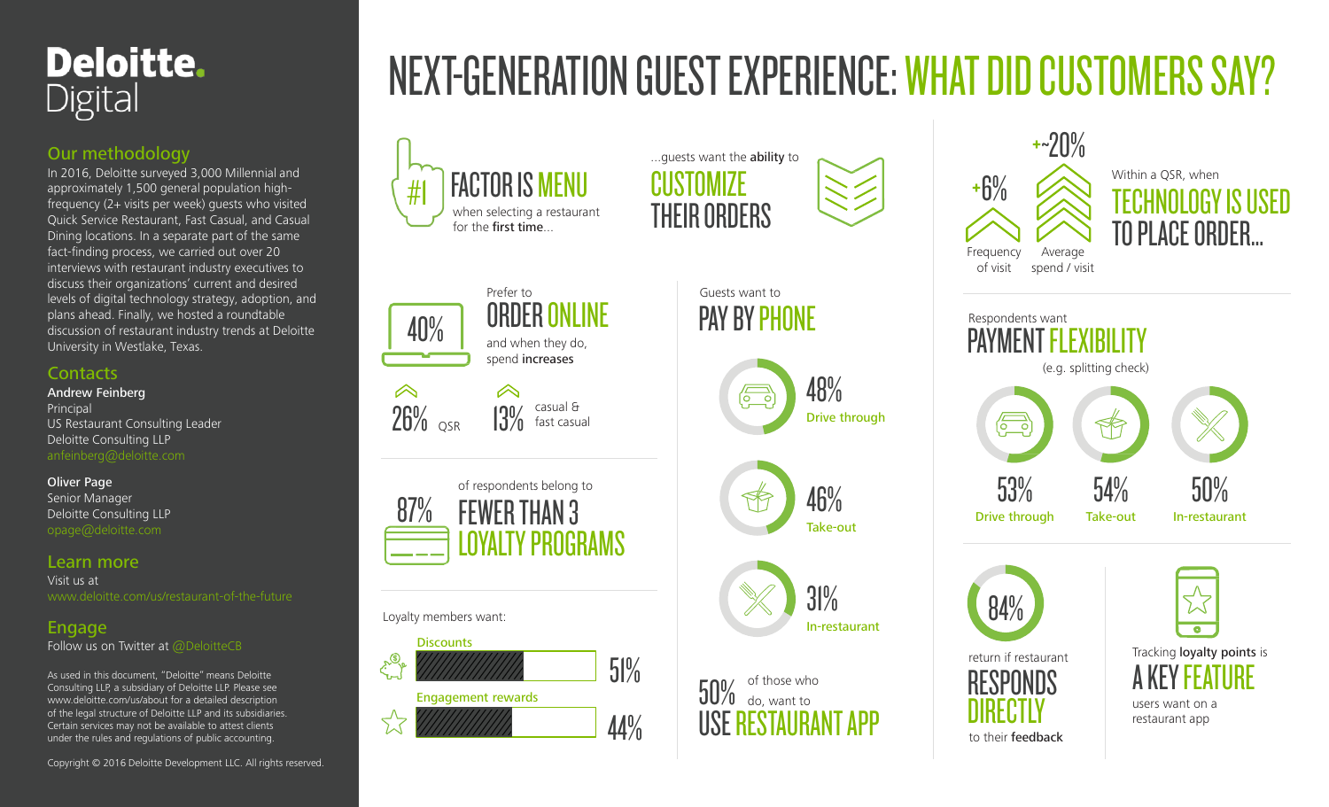# Deloitte. Digital

## Our methodology

In 2016, Deloitte surveyed 3,000 Millennial and approximately 1,500 general population high-frequency (2+ visits per week) guests who visited Quick Service Restaurant, Fast Casual, and Casual Dining locations. In a separate part of the same fact-finding process, we carried out over 20 interviews with restaurant industry executives to discuss their organizations' current and desired levels of digital technology strategy, adoption, and plans ahead. Finally, we hosted a roundtable discussion of restaurant industry trends at Deloitte University in Westlake, Texas.

## Contacts

**Andrew Feinberg**
Principal
US Restaurant Consulting Leader
Deloitte Consulting LLP
anfeinberg@deloitte.com

**Oliver Page**
Senior Manager
Deloitte Consulting LLP
opage@deloitte.com

## Learn more

Visit us at
www.deloitte.com/us/restaurant-of-the-future

## Engage

Follow us on Twitter at @DeloitteCB

As used in this document, "Deloitte" means Deloitte Consulting LLP, a subsidiary of Deloitte LLP. Please see www.deloitte.com/us/about for a detailed description of the legal structure of Deloitte LLP and its subsidiaries. Certain services may not be available to attest clients under the rules and regulations of public accounting.

Copyright © 2016 Deloitte Development LLC. All rights reserved.

# NEXT-GENERATION GUEST EXPERIENCE: WHAT DID CUSTOMERS SAY?

**#1 FACTOR IS MENU** when selecting a restaurant for the **first time**...

...guests want the **ability** to **CUSTOMIZE THEIR ORDERS**

**40%** Prefer to **ORDER ONLINE** and when they do, spend **increases**

- 26% QSR
- 13% casual & fast casual

**87%** of respondents belong to **FEWER THAN 3 LOYALTY PROGRAMS**

Loyalty members want:

- Discounts: 51%
- Engagement rewards: 44%

Guests want to **PAY BY PHONE**

- 48% Drive through
- 46% Take-out
- 31% In-restaurant

**50%** of those who do, want to **USE RESTAURANT APP**

Within a QSR, when **TECHNOLOGY IS USED TO PLACE ORDER...**

- +6% Frequency of visit
- +~20% Average spend / visit

Respondents want **PAYMENT FLEXIBILITY** (e.g. splitting check)

- 53% Drive through
- 54% Take-out
- 50% In-restaurant

**84%** return if restaurant **RESPONDS DIRECTLY** to their **feedback**

Tracking **loyalty points** is **A KEY FEATURE** users want on a restaurant app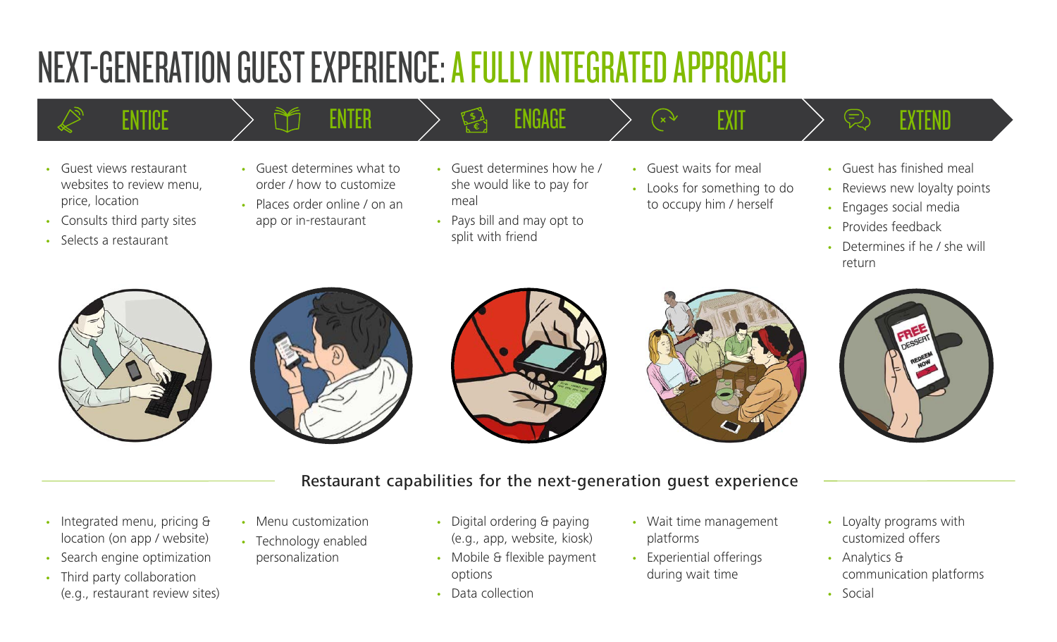# NEXT-GENERATION GUEST EXPERIENCE: A FULLY INTEGRATED APPROACH

## ENTICE

- Guest views restaurant websites to review menu, price, location
- Consults third party sites
- Selects a restaurant

## ENTER

- Guest determines what to order / how to customize
- Places order online / on an app or in-restaurant

## ENGAGE

- Guest determines how he / she would like to pay for meal
- Pays bill and may opt to split with friend

## EXIT

- Guest waits for meal
- Looks for something to do to occupy him / herself

## EXTEND

- Guest has finished meal
- Reviews new loyalty points
- Engages social media
- Provides feedback
- Determines if he / she will return

## Restaurant capabilities for the next-generation guest experience

**Entice**

- Integrated menu, pricing & location (on app / website)
- Search engine optimization
- Third party collaboration (e.g., restaurant review sites)

**Enter**

- Menu customization
- Technology enabled personalization

**Engage**

- Digital ordering & paying (e.g., app, website, kiosk)
- Mobile & flexible payment options
- Data collection

**Exit**

- Wait time management platforms
- Experiential offerings during wait time

**Extend**

- Loyalty programs with customized offers
- Analytics & communication platforms
- Social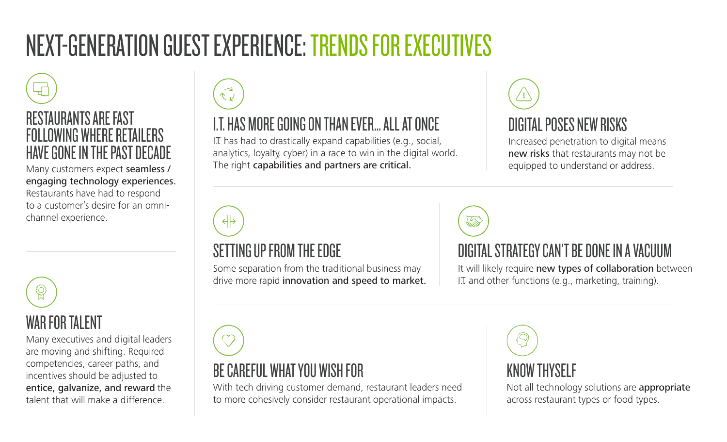# NEXT-GENERATION GUEST EXPERIENCE: TRENDS FOR EXECUTIVES

## RESTAURANTS ARE FAST FOLLOWING WHERE RETAILERS HAVE GONE IN THE PAST DECADE

Many customers expect **seamless / engaging technology experiences.** Restaurants have had to respond to a customer's desire for an omni-channel experience.

## WAR FOR TALENT

Many executives and digital leaders are moving and shifting. Required competencies, career paths, and incentives should be adjusted to **entice, galvanize, and reward** the talent that will make a difference.

## I.T. HAS MORE GOING ON THAN EVER... ALL AT ONCE

I.T. has had to drastically expand capabilities (e.g., social, analytics, loyalty, cyber) in a race to win in the digital world. The right **capabilities and partners are critical.**

## DIGITAL POSES NEW RISKS

Increased penetration to digital means **new risks** that restaurants may not be equipped to understand or address.

## SETTING UP FROM THE EDGE

Some separation from the traditional business may drive more rapid **innovation and speed to market.**

## DIGITAL STRATEGY CAN'T BE DONE IN A VACUUM

It will likely require **new types of collaboration** between I.T. and other functions (e.g., marketing, training).

## BE CAREFUL WHAT YOU WISH FOR

With tech driving customer demand, restaurant leaders need to more cohesively consider restaurant operational impacts.

## KNOW THYSELF

Not all technology solutions are **appropriate** across restaurant types or food types.